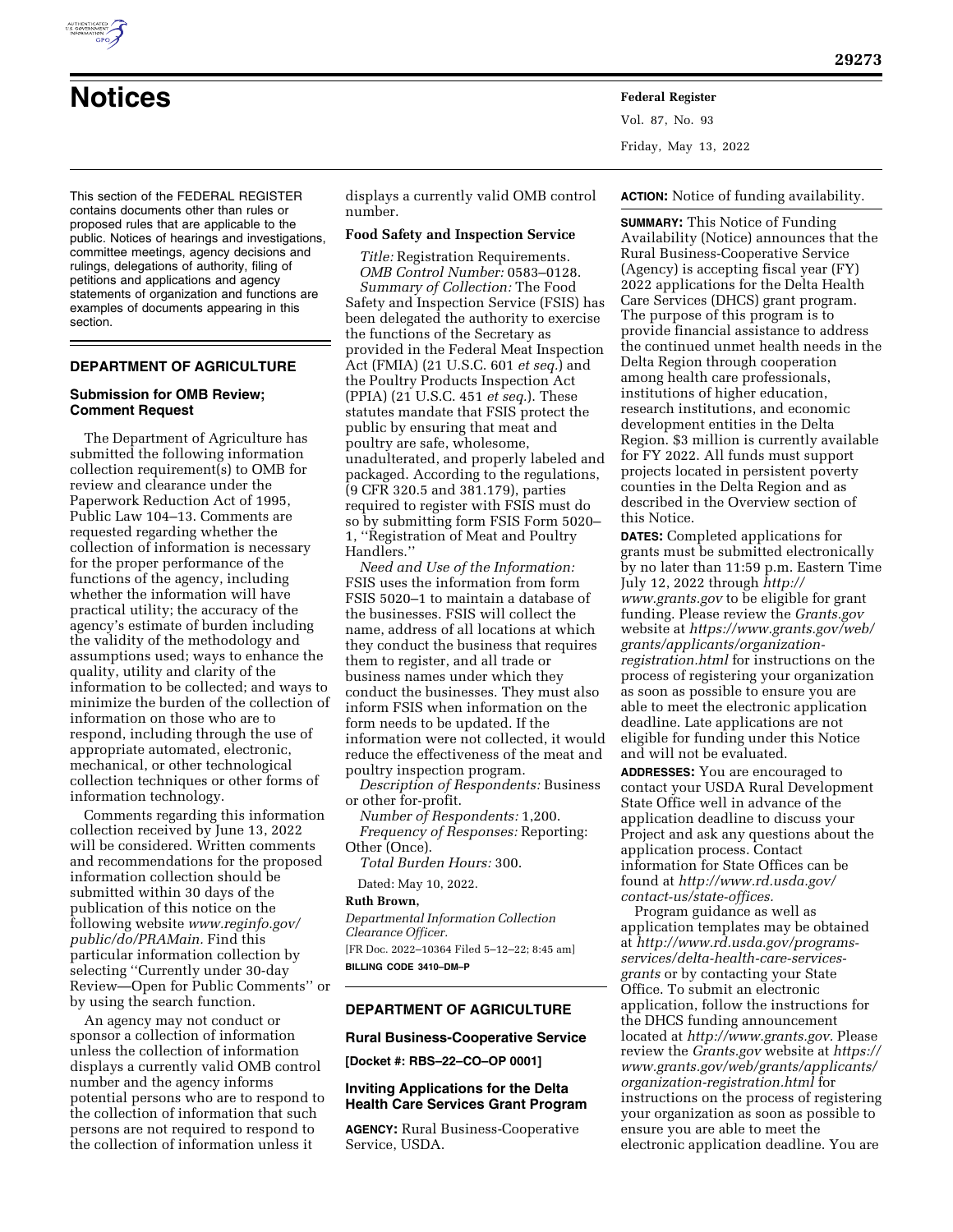# Notices

This section of the FEDERAL REGISTER contains documents other than rules or proposed rules that are applicable to the public. Notices of hearings and investigations, committee meetings, agency decisions and rulings, delegations of authority, filing of petitions and applications and agency statements of organization and functions are examples of documents appearing in this section.

## DEPARTMENT OF AGRICULTURE

### Submission for OMB Review; Comment Request

The Department of Agriculture has submitted the following information collection requirement(s) to OMB for review and clearance under the Paperwork Reduction Act of 1995, Public Law 104–13. Comments are requested regarding whether the collection of information is necessary for the proper performance of the functions of the agency, including whether the information will have practical utility; the accuracy of the agency's estimate of burden including the validity of the methodology and assumptions used; ways to enhance the quality, utility and clarity of the information to be collected; and ways to minimize the burden of the collection of information on those who are to respond, including through the use of appropriate automated, electronic, mechanical, or other technological collection techniques or other forms of information technology.

Comments regarding this information collection received by June 13, 2022 will be considered. Written comments and recommendations for the proposed information collection should be submitted within 30 days of the publication of this notice on the following website *www.reginfo.gov/public/do/PRAMain.* Find this particular information collection by selecting ''Currently under 30-day Review—Open for Public Comments'' or by using the search function.

An agency may not conduct or sponsor a collection of information unless the collection of information displays a currently valid OMB control number and the agency informs potential persons who are to respond to the collection of information that such persons are not required to respond to the collection of information unless it displays a currently valid OMB control number.

**Food Safety and Inspection Service**

*Title:* Registration Requirements.

*OMB Control Number:* 0583–0128.

*Summary of Collection:* The Food Safety and Inspection Service (FSIS) has been delegated the authority to exercise the functions of the Secretary as provided in the Federal Meat Inspection Act (FMIA) (21 U.S.C. 601 *et seq.*) and the Poultry Products Inspection Act (PPIA) (21 U.S.C. 451 *et seq.*). These statutes mandate that FSIS protect the public by ensuring that meat and poultry are safe, wholesome, unadulterated, and properly labeled and packaged. According to the regulations, (9 CFR 320.5 and 381.179), parties required to register with FSIS must do so by submitting form FSIS Form 5020–1, ''Registration of Meat and Poultry Handlers.''

*Need and Use of the Information:* FSIS uses the information from form FSIS 5020–1 to maintain a database of the businesses. FSIS will collect the name, address of all locations at which they conduct the business that requires them to register, and all trade or business names under which they conduct the businesses. They must also inform FSIS when information on the form needs to be updated. If the information were not collected, it would reduce the effectiveness of the meat and poultry inspection program.

*Description of Respondents:* Business or other for-profit.

*Number of Respondents:* 1,200.

*Frequency of Responses:* Reporting: Other (Once).

*Total Burden Hours:* 300.

Dated: May 10, 2022.

**Ruth Brown,**

*Departmental Information Collection Clearance Officer.*

[FR Doc. 2022–10364 Filed 5–12–22; 8:45 am]

**BILLING CODE 3410–DM–P**

## DEPARTMENT OF AGRICULTURE

### Rural Business-Cooperative Service

**[Docket #: RBS–22–CO–OP 0001]**

### Inviting Applications for the Delta Health Care Services Grant Program

**AGENCY:** Rural Business-Cooperative Service, USDA.

**ACTION:** Notice of funding availability.

**SUMMARY:** This Notice of Funding Availability (Notice) announces that the Rural Business-Cooperative Service (Agency) is accepting fiscal year (FY) 2022 applications for the Delta Health Care Services (DHCS) grant program. The purpose of this program is to provide financial assistance to address the continued unmet health needs in the Delta Region through cooperation among health care professionals, institutions of higher education, research institutions, and economic development entities in the Delta Region. $3 million is currently available for FY 2022. All funds must support projects located in persistent poverty counties in the Delta Region and as described in the Overview section of this Notice.

**DATES:** Completed applications for grants must be submitted electronically by no later than 11:59 p.m. Eastern Time July 12, 2022 through *http://www.grants.gov* to be eligible for grant funding. Please review the *Grants.gov* website at *https://www.grants.gov/web/grants/applicants/organization-registration.html* for instructions on the process of registering your organization as soon as possible to ensure you are able to meet the electronic application deadline. Late applications are not eligible for funding under this Notice and will not be evaluated.

**ADDRESSES:** You are encouraged to contact your USDA Rural Development State Office well in advance of the application deadline to discuss your Project and ask any questions about the application process. Contact information for State Offices can be found at *http://www.rd.usda.gov/contact-us/state-offices.*

Program guidance as well as application templates may be obtained at *http://www.rd.usda.gov/programs-services/delta-health-care-services-grants* or by contacting your State Office. To submit an electronic application, follow the instructions for the DHCS funding announcement located at *http://www.grants.gov*. Please review the *Grants.gov* website at *https://www.grants.gov/web/grants/applicants/organization-registration.html* for instructions on the process of registering your organization as soon as possible to ensure you are able to meet the electronic application deadline. You are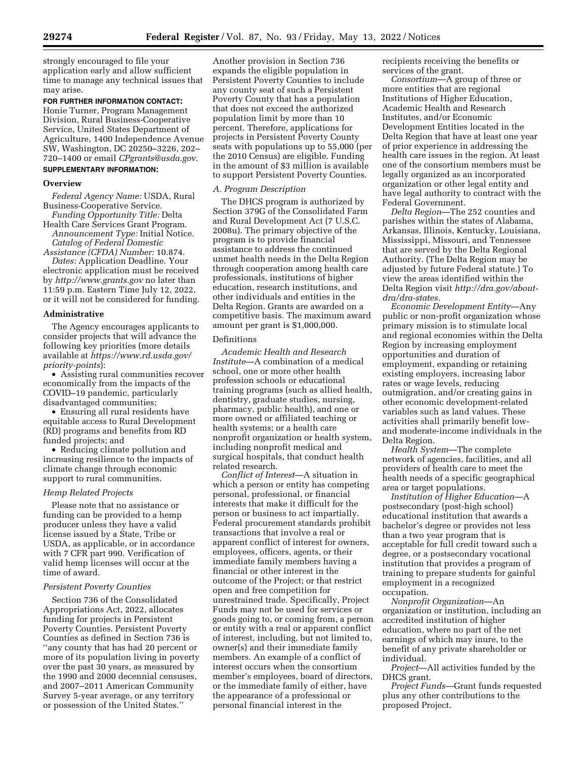strongly encouraged to file your application early and allow sufficient time to manage any technical issues that may arise.

**FOR FURTHER INFORMATION CONTACT:** Honie Turner, Program Management Division, Rural Business-Cooperative Service, United States Department of Agriculture, 1400 Independence Avenue SW, Washington, DC 20250–3226, 202–720–1400 or email *CPgrants@usda.gov*.

**SUPPLEMENTARY INFORMATION:**

## Overview

*Federal Agency Name:* USDA, Rural Business-Cooperative Service.

*Funding Opportunity Title:* Delta Health Care Services Grant Program.

*Announcement Type:* Initial Notice.

*Catalog of Federal Domestic Assistance (CFDA) Number:* 10.874.

*Dates:* Application Deadline. Your electronic application must be received by *http://www.grants.gov* no later than 11:59 p.m. Eastern Time July 12, 2022, or it will not be considered for funding.

## Administrative

The Agency encourages applicants to consider projects that will advance the following key priorities (more details available at *https://www.rd.usda.gov/priority-points*):

- Assisting rural communities recover economically from the impacts of the COVID–19 pandemic, particularly disadvantaged communities;
- Ensuring all rural residents have equitable access to Rural Development (RD) programs and benefits from RD funded projects; and
- Reducing climate pollution and increasing resilience to the impacts of climate change through economic support to rural communities.

### *Hemp Related Projects*

Please note that no assistance or funding can be provided to a hemp producer unless they have a valid license issued by a State, Tribe or USDA, as applicable, or in accordance with 7 CFR part 990. Verification of valid hemp licenses will occur at the time of award.

### *Persistent Poverty Counties*

Section 736 of the Consolidated Appropriations Act, 2022, allocates funding for projects in Persistent Poverty Counties. Persistent Poverty Counties as defined in Section 736 is ''any county that has had 20 percent or more of its population living in poverty over the past 30 years, as measured by the 1990 and 2000 decennial censuses, and 2007–2011 American Community Survey 5-year average, or any territory or possession of the United States.''

Another provision in Section 736 expands the eligible population in Persistent Poverty Counties to include any county seat of such a Persistent Poverty County that has a population that does not exceed the authorized population limit by more than 10 percent. Therefore, applications for projects in Persistent Poverty County seats with populations up to 55,000 (per the 2010 Census) are eligible. Funding in the amount of $3 million is available to support Persistent Poverty Counties.

### *A. Program Description*

The DHCS program is authorized by Section 379G of the Consolidated Farm and Rural Development Act (7 U.S.C. 2008u). The primary objective of the program is to provide financial assistance to address the continued unmet health needs in the Delta Region through cooperation among health care professionals, institutions of higher education, research institutions, and other individuals and entities in the Delta Region. Grants are awarded on a competitive basis. The maximum award amount per grant is $1,000,000.

Definitions

*Academic Health and Research Institute*—A combination of a medical school, one or more other health profession schools or educational training programs (such as allied health, dentistry, graduate studies, nursing, pharmacy, public health), and one or more owned or affiliated teaching or health systems; or a health care nonprofit organization or health system, including nonprofit medical and surgical hospitals, that conduct health related research.

*Conflict of Interest*—A situation in which a person or entity has competing personal, professional, or financial interests that make it difficult for the person or business to act impartially. Federal procurement standards prohibit transactions that involve a real or apparent conflict of interest for owners, employees, officers, agents, or their immediate family members having a financial or other interest in the outcome of the Project; or that restrict open and free competition for unrestrained trade. Specifically, Project Funds may not be used for services or goods going to, or coming from, a person or entity with a real or apparent conflict of interest, including, but not limited to, owner(s) and their immediate family members. An example of a conflict of interest occurs when the consortium member's employees, board of directors, or the immediate family of either, have the appearance of a professional or personal financial interest in the recipients receiving the benefits or services of the grant.

*Consortium*—A group of three or more entities that are regional Institutions of Higher Education, Academic Health and Research Institutes, and/or Economic Development Entities located in the Delta Region that have at least one year of prior experience in addressing the health care issues in the region. At least one of the consortium members must be legally organized as an incorporated organization or other legal entity and have legal authority to contract with the Federal Government.

*Delta Region*—The 252 counties and parishes within the states of Alabama, Arkansas, Illinois, Kentucky, Louisiana, Mississippi, Missouri, and Tennessee that are served by the Delta Regional Authority. (The Delta Region may be adjusted by future Federal statute.) To view the areas identified within the Delta Region visit *http://dra.gov/about-dra/dra-states*.

*Economic Development Entity*—Any public or non-profit organization whose primary mission is to stimulate local and regional economies within the Delta Region by increasing employment opportunities and duration of employment, expanding or retaining existing employers, increasing labor rates or wage levels, reducing outmigration, and/or creating gains in other economic development-related variables such as land values. These activities shall primarily benefit low- and moderate-income individuals in the Delta Region.

*Health System*—The complete network of agencies, facilities, and all providers of health care to meet the health needs of a specific geographical area or target populations.

*Institution of Higher Education*—A postsecondary (post-high school) educational institution that awards a bachelor's degree or provides not less than a two year program that is acceptable for full credit toward such a degree, or a postsecondary vocational institution that provides a program of training to prepare students for gainful employment in a recognized occupation.

*Nonprofit Organization*—An organization or institution, including an accredited institution of higher education, where no part of the net earnings of which may inure, to the benefit of any private shareholder or individual.

*Project*—All activities funded by the DHCS grant.

*Project Funds*—Grant funds requested plus any other contributions to the proposed Project.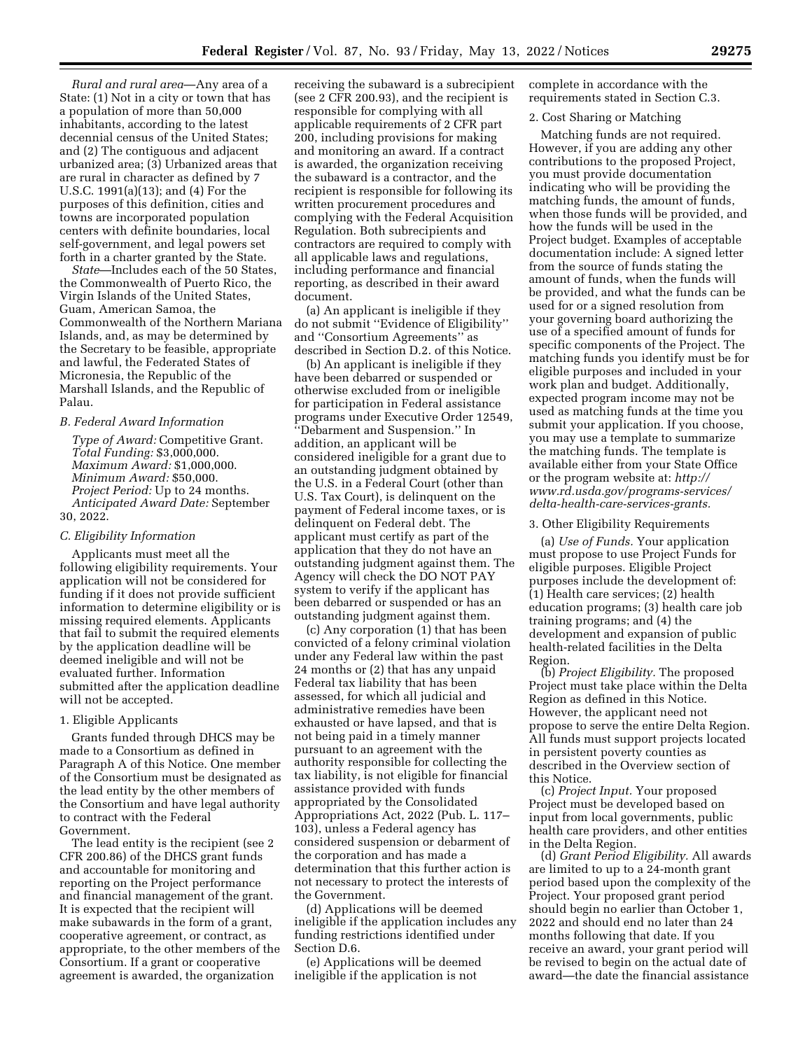*Rural and rural area*—Any area of a State: (1) Not in a city or town that has a population of more than 50,000 inhabitants, according to the latest decennial census of the United States; and (2) The contiguous and adjacent urbanized area; (3) Urbanized areas that are rural in character as defined by 7 U.S.C. 1991(a)(13); and (4) For the purposes of this definition, cities and towns are incorporated population centers with definite boundaries, local self-government, and legal powers set forth in a charter granted by the State.

*State*—Includes each of the 50 States, the Commonwealth of Puerto Rico, the Virgin Islands of the United States, Guam, American Samoa, the Commonwealth of the Northern Mariana Islands, and, as may be determined by the Secretary to be feasible, appropriate and lawful, the Federated States of Micronesia, the Republic of the Marshall Islands, and the Republic of Palau.

### *B. Federal Award Information*

*Type of Award:* Competitive Grant.
*Total Funding:* $3,000,000.
*Maximum Award:* $1,000,000.
*Minimum Award:* $50,000.
*Project Period:* Up to 24 months.
*Anticipated Award Date:* September 30, 2022.

### *C. Eligibility Information*

Applicants must meet all the following eligibility requirements. Your application will not be considered for funding if it does not provide sufficient information to determine eligibility or is missing required elements. Applicants that fail to submit the required elements by the application deadline will be deemed ineligible and will not be evaluated further. Information submitted after the application deadline will not be accepted.

#### 1. Eligible Applicants

Grants funded through DHCS may be made to a Consortium as defined in Paragraph A of this Notice. One member of the Consortium must be designated as the lead entity by the other members of the Consortium and have legal authority to contract with the Federal Government.

The lead entity is the recipient (see 2 CFR 200.86) of the DHCS grant funds and accountable for monitoring and reporting on the Project performance and financial management of the grant. It is expected that the recipient will make subawards in the form of a grant, cooperative agreement, or contract, as appropriate, to the other members of the Consortium. If a grant or cooperative agreement is awarded, the organization receiving the subaward is a subrecipient (see 2 CFR 200.93), and the recipient is responsible for complying with all applicable requirements of 2 CFR part 200, including provisions for making and monitoring an award. If a contract is awarded, the organization receiving the subaward is a contractor, and the recipient is responsible for following its written procurement procedures and complying with the Federal Acquisition Regulation. Both subrecipients and contractors are required to comply with all applicable laws and regulations, including performance and financial reporting, as described in their award document.

(a) An applicant is ineligible if they do not submit ''Evidence of Eligibility'' and ''Consortium Agreements'' as described in Section D.2. of this Notice.

(b) An applicant is ineligible if they have been debarred or suspended or otherwise excluded from or ineligible for participation in Federal assistance programs under Executive Order 12549, ''Debarment and Suspension.'' In addition, an applicant will be considered ineligible for a grant due to an outstanding judgment obtained by the U.S. in a Federal Court (other than U.S. Tax Court), is delinquent on the payment of Federal income taxes, or is delinquent on Federal debt. The applicant must certify as part of the application that they do not have an outstanding judgment against them. The Agency will check the DO NOT PAY system to verify if the applicant has been debarred or suspended or has an outstanding judgment against them.

(c) Any corporation (1) that has been convicted of a felony criminal violation under any Federal law within the past 24 months or (2) that has any unpaid Federal tax liability that has been assessed, for which all judicial and administrative remedies have been exhausted or have lapsed, and that is not being paid in a timely manner pursuant to an agreement with the authority responsible for collecting the tax liability, is not eligible for financial assistance provided with funds appropriated by the Consolidated Appropriations Act, 2022 (Pub. L. 117–103), unless a Federal agency has considered suspension or debarment of the corporation and has made a determination that this further action is not necessary to protect the interests of the Government.

(d) Applications will be deemed ineligible if the application includes any funding restrictions identified under Section D.6.

(e) Applications will be deemed ineligible if the application is not complete in accordance with the requirements stated in Section C.3.

#### 2. Cost Sharing or Matching

Matching funds are not required. However, if you are adding any other contributions to the proposed Project, you must provide documentation indicating who will be providing the matching funds, the amount of funds, when those funds will be provided, and how the funds will be used in the Project budget. Examples of acceptable documentation include: A signed letter from the source of funds stating the amount of funds, when the funds will be provided, and what the funds can be used for or a signed resolution from your governing board authorizing the use of a specified amount of funds for specific components of the Project. The matching funds you identify must be for eligible purposes and included in your work plan and budget. Additionally, expected program income may not be used as matching funds at the time you submit your application. If you choose, you may use a template to summarize the matching funds. The template is available either from your State Office or the program website at: *http://www.rd.usda.gov/programs-services/delta-health-care-services-grants.*

#### 3. Other Eligibility Requirements

(a) *Use of Funds.* Your application must propose to use Project Funds for eligible purposes. Eligible Project purposes include the development of: (1) Health care services; (2) health education programs; (3) health care job training programs; and (4) the development and expansion of public health-related facilities in the Delta Region.

(b) *Project Eligibility.* The proposed Project must take place within the Delta Region as defined in this Notice. However, the applicant need not propose to serve the entire Delta Region. All funds must support projects located in persistent poverty counties as described in the Overview section of this Notice.

(c) *Project Input.* Your proposed Project must be developed based on input from local governments, public health care providers, and other entities in the Delta Region.

(d) *Grant Period Eligibility.* All awards are limited to up to a 24-month grant period based upon the complexity of the Project. Your proposed grant period should begin no earlier than October 1, 2022 and should end no later than 24 months following that date. If you receive an award, your grant period will be revised to begin on the actual date of award—the date the financial assistance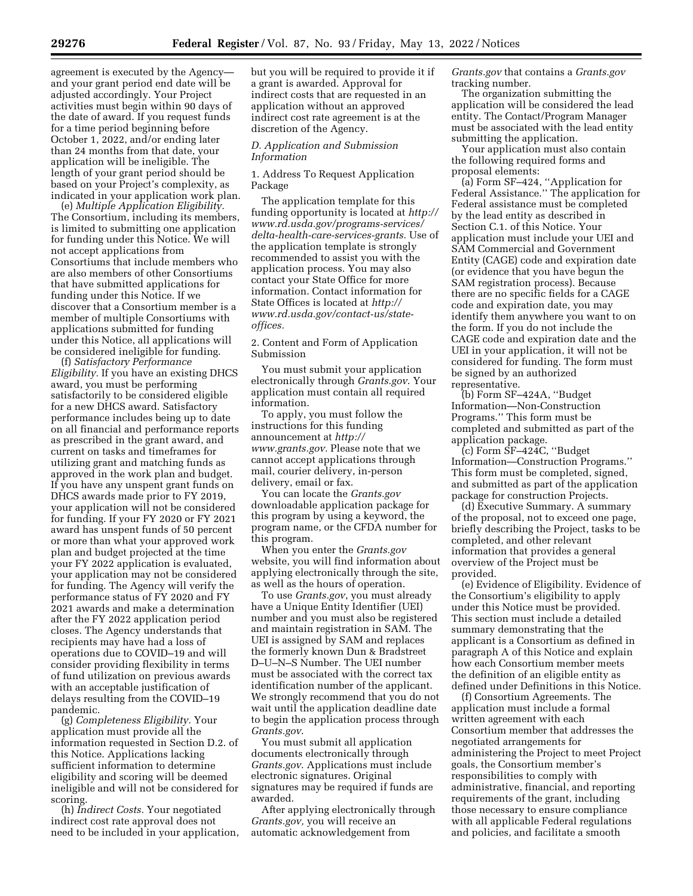agreement is executed by the Agency—and your grant period end date will be adjusted accordingly. Your Project activities must begin within 90 days of the date of award. If you request funds for a time period beginning before October 1, 2022, and/or ending later than 24 months from that date, your application will be ineligible. The length of your grant period should be based on your Project's complexity, as indicated in your application work plan.

(e) *Multiple Application Eligibility.* The Consortium, including its members, is limited to submitting one application for funding under this Notice. We will not accept applications from Consortiums that include members who are also members of other Consortiums that have submitted applications for funding under this Notice. If we discover that a Consortium member is a member of multiple Consortiums with applications submitted for funding under this Notice, all applications will be considered ineligible for funding.

(f) *Satisfactory Performance Eligibility.* If you have an existing DHCS award, you must be performing satisfactorily to be considered eligible for a new DHCS award. Satisfactory performance includes being up to date on all financial and performance reports as prescribed in the grant award, and current on tasks and timeframes for utilizing grant and matching funds as approved in the work plan and budget. If you have any unspent grant funds on DHCS awards made prior to FY 2019, your application will not be considered for funding. If your FY 2020 or FY 2021 award has unspent funds of 50 percent or more than what your approved work plan and budget projected at the time your FY 2022 application is evaluated, your application may not be considered for funding. The Agency will verify the performance status of FY 2020 and FY 2021 awards and make a determination after the FY 2022 application period closes. The Agency understands that recipients may have had a loss of operations due to COVID–19 and will consider providing flexibility in terms of fund utilization on previous awards with an acceptable justification of delays resulting from the COVID–19 pandemic.

(g) *Completeness Eligibility.* Your application must provide all the information requested in Section D.2. of this Notice. Applications lacking sufficient information to determine eligibility and scoring will be deemed ineligible and will not be considered for scoring.

(h) *Indirect Costs.* Your negotiated indirect cost rate approval does not need to be included in your application, but you will be required to provide it if a grant is awarded. Approval for indirect costs that are requested in an application without an approved indirect cost rate agreement is at the discretion of the Agency.

### *D. Application and Submission Information*

1. Address To Request Application Package

The application template for this funding opportunity is located at *http://www.rd.usda.gov/programs-services/delta-health-care-services-grants.* Use of the application template is strongly recommended to assist you with the application process. You may also contact your State Office for more information. Contact information for State Offices is located at *http://www.rd.usda.gov/contact-us/state-offices.*

2. Content and Form of Application Submission

You must submit your application electronically through *Grants.gov*. Your application must contain all required information.

To apply, you must follow the instructions for this funding announcement at *http://www.grants.gov.* Please note that we cannot accept applications through mail, courier delivery, in-person delivery, email or fax.

You can locate the *Grants.gov* downloadable application package for this program by using a keyword, the program name, or the CFDA number for this program.

When you enter the *Grants.gov* website, you will find information about applying electronically through the site, as well as the hours of operation.

To use *Grants.gov*, you must already have a Unique Entity Identifier (UEI) number and you must also be registered and maintain registration in SAM. The UEI is assigned by SAM and replaces the formerly known Dun & Bradstreet D–U–N–S Number. The UEI number must be associated with the correct tax identification number of the applicant. We strongly recommend that you do not wait until the application deadline date to begin the application process through *Grants.gov*.

You must submit all application documents electronically through *Grants.gov*. Applications must include electronic signatures. Original signatures may be required if funds are awarded.

After applying electronically through *Grants.gov,* you will receive an automatic acknowledgement from *Grants.gov* that contains a *Grants.gov* tracking number.

The organization submitting the application will be considered the lead entity. The Contact/Program Manager must be associated with the lead entity submitting the application.

Your application must also contain the following required forms and proposal elements:

(a) Form SF–424, ''Application for Federal Assistance.'' The application for Federal assistance must be completed by the lead entity as described in Section C.1. of this Notice. Your application must include your UEI and SAM Commercial and Government Entity (CAGE) code and expiration date (or evidence that you have begun the SAM registration process). Because there are no specific fields for a CAGE code and expiration date, you may identify them anywhere you want to on the form. If you do not include the CAGE code and expiration date and the UEI in your application, it will not be considered for funding. The form must be signed by an authorized representative.

(b) Form SF–424A, ''Budget Information—Non-Construction Programs.'' This form must be completed and submitted as part of the application package.

(c) Form SF–424C, ''Budget Information—Construction Programs.'' This form must be completed, signed, and submitted as part of the application package for construction Projects.

(d) Executive Summary. A summary of the proposal, not to exceed one page, briefly describing the Project, tasks to be completed, and other relevant information that provides a general overview of the Project must be provided.

(e) Evidence of Eligibility. Evidence of the Consortium's eligibility to apply under this Notice must be provided. This section must include a detailed summary demonstrating that the applicant is a Consortium as defined in paragraph A of this Notice and explain how each Consortium member meets the definition of an eligible entity as defined under Definitions in this Notice.

(f) Consortium Agreements. The application must include a formal written agreement with each Consortium member that addresses the negotiated arrangements for administering the Project to meet Project goals, the Consortium member's responsibilities to comply with administrative, financial, and reporting requirements of the grant, including those necessary to ensure compliance with all applicable Federal regulations and policies, and facilitate a smooth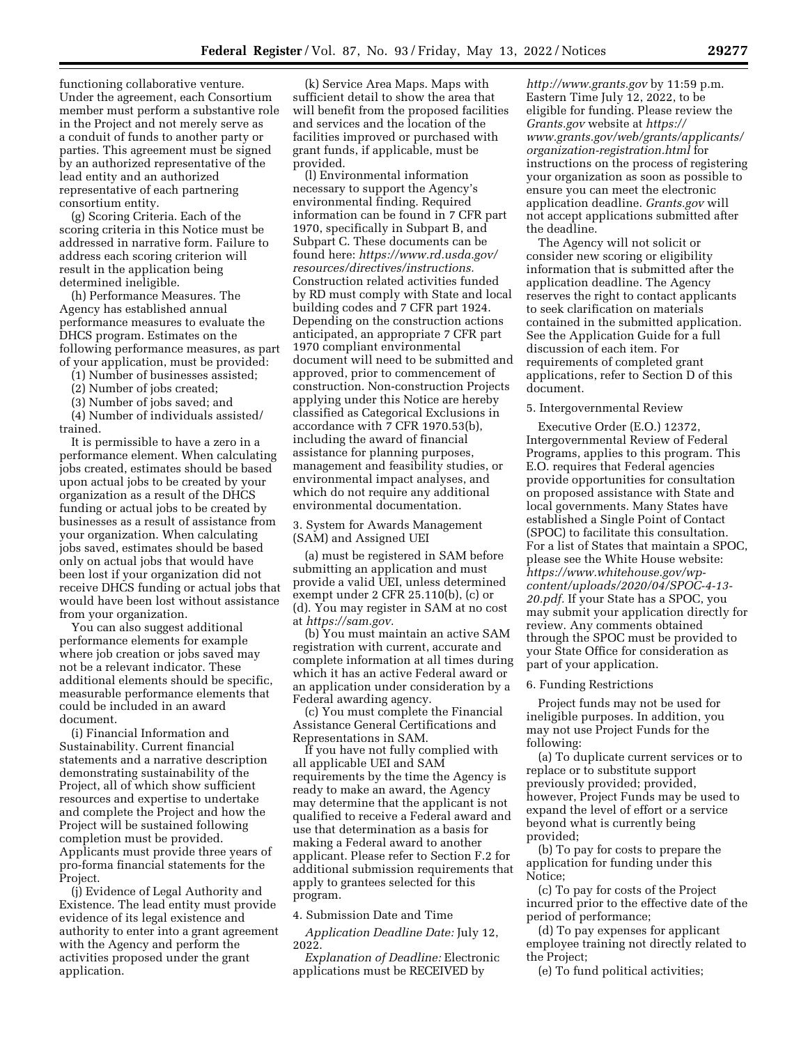functioning collaborative venture. Under the agreement, each Consortium member must perform a substantive role in the Project and not merely serve as a conduit of funds to another party or parties. This agreement must be signed by an authorized representative of the lead entity and an authorized representative of each partnering consortium entity.

(g) Scoring Criteria. Each of the scoring criteria in this Notice must be addressed in narrative form. Failure to address each scoring criterion will result in the application being determined ineligible.

(h) Performance Measures. The Agency has established annual performance measures to evaluate the DHCS program. Estimates on the following performance measures, as part of your application, must be provided:

(1) Number of businesses assisted;

(2) Number of jobs created;

(3) Number of jobs saved; and

(4) Number of individuals assisted/trained.

It is permissible to have a zero in a performance element. When calculating jobs created, estimates should be based upon actual jobs to be created by your organization as a result of the DHCS funding or actual jobs to be created by businesses as a result of assistance from your organization. When calculating jobs saved, estimates should be based only on actual jobs that would have been lost if your organization did not receive DHCS funding or actual jobs that would have been lost without assistance from your organization.

You can also suggest additional performance elements for example where job creation or jobs saved may not be a relevant indicator. These additional elements should be specific, measurable performance elements that could be included in an award document.

(i) Financial Information and Sustainability. Current financial statements and a narrative description demonstrating sustainability of the Project, all of which show sufficient resources and expertise to undertake and complete the Project and how the Project will be sustained following completion must be provided. Applicants must provide three years of pro-forma financial statements for the Project.

(j) Evidence of Legal Authority and Existence. The lead entity must provide evidence of its legal existence and authority to enter into a grant agreement with the Agency and perform the activities proposed under the grant application.

(k) Service Area Maps. Maps with sufficient detail to show the area that will benefit from the proposed facilities and services and the location of the facilities improved or purchased with grant funds, if applicable, must be provided.

(l) Environmental information necessary to support the Agency's environmental finding. Required information can be found in 7 CFR part 1970, specifically in Subpart B, and Subpart C. These documents can be found here: *https://www.rd.usda.gov/resources/directives/instructions.* Construction related activities funded by RD must comply with State and local building codes and 7 CFR part 1924. Depending on the construction actions anticipated, an appropriate 7 CFR part 1970 compliant environmental document will need to be submitted and approved, prior to commencement of construction. Non-construction Projects applying under this Notice are hereby classified as Categorical Exclusions in accordance with 7 CFR 1970.53(b), including the award of financial assistance for planning purposes, management and feasibility studies, or environmental impact analyses, and which do not require any additional environmental documentation.

3. System for Awards Management (SAM) and Assigned UEI

(a) must be registered in SAM before submitting an application and must provide a valid UEI, unless determined exempt under 2 CFR 25.110(b), (c) or (d). You may register in SAM at no cost at *https://sam.gov.*

(b) You must maintain an active SAM registration with current, accurate and complete information at all times during which it has an active Federal award or an application under consideration by a Federal awarding agency.

(c) You must complete the Financial Assistance General Certifications and Representations in SAM.

If you have not fully complied with all applicable UEI and SAM requirements by the time the Agency is ready to make an award, the Agency may determine that the applicant is not qualified to receive a Federal award and use that determination as a basis for making a Federal award to another applicant. Please refer to Section F.2 for additional submission requirements that apply to grantees selected for this program.

4. Submission Date and Time

*Application Deadline Date:* July 12, 2022.

*Explanation of Deadline:* Electronic applications must be RECEIVED by *http://www.grants.gov* by 11:59 p.m. Eastern Time July 12, 2022, to be eligible for funding. Please review the *Grants.gov* website at *https://www.grants.gov/web/grants/applicants/organization-registration.html* for instructions on the process of registering your organization as soon as possible to ensure you can meet the electronic application deadline. *Grants.gov* will not accept applications submitted after the deadline.

The Agency will not solicit or consider new scoring or eligibility information that is submitted after the application deadline. The Agency reserves the right to contact applicants to seek clarification on materials contained in the submitted application. See the Application Guide for a full discussion of each item. For requirements of completed grant applications, refer to Section D of this document.

5. Intergovernmental Review

Executive Order (E.O.) 12372, Intergovernmental Review of Federal Programs, applies to this program. This E.O. requires that Federal agencies provide opportunities for consultation on proposed assistance with State and local governments. Many States have established a Single Point of Contact (SPOC) to facilitate this consultation. For a list of States that maintain a SPOC, please see the White House website: *https://www.whitehouse.gov/wp-content/uploads/2020/04/SPOC-4-13-20.pdf.* If your State has a SPOC, you may submit your application directly for review. Any comments obtained through the SPOC must be provided to your State Office for consideration as part of your application.

6. Funding Restrictions

Project funds may not be used for ineligible purposes. In addition, you may not use Project Funds for the following:

(a) To duplicate current services or to replace or to substitute support previously provided; provided, however, Project Funds may be used to expand the level of effort or a service beyond what is currently being provided;

(b) To pay for costs to prepare the application for funding under this Notice;

(c) To pay for costs of the Project incurred prior to the effective date of the period of performance;

(d) To pay expenses for applicant employee training not directly related to the Project;

(e) To fund political activities;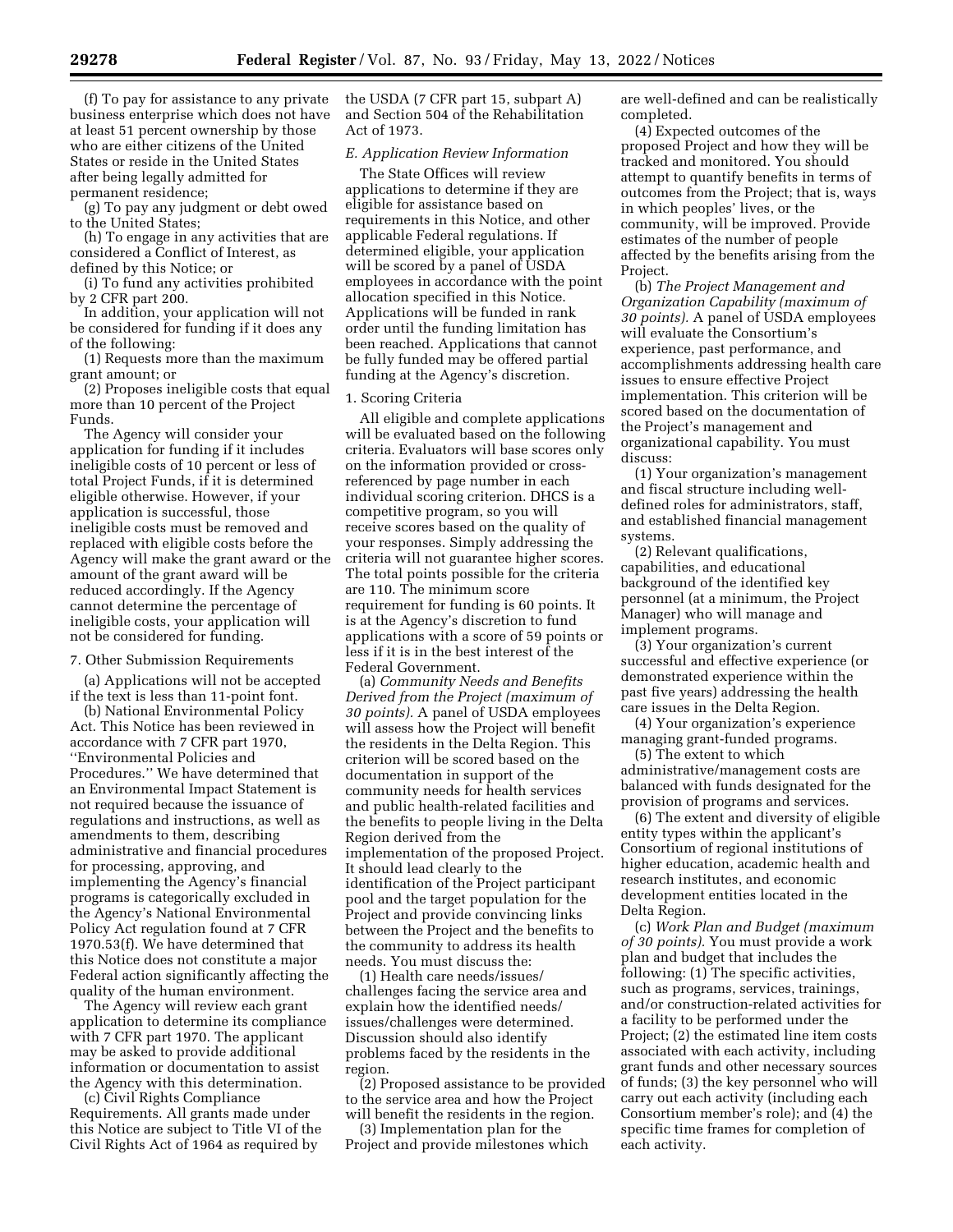(f) To pay for assistance to any private business enterprise which does not have at least 51 percent ownership by those who are either citizens of the United States or reside in the United States after being legally admitted for permanent residence;

(g) To pay any judgment or debt owed to the United States;

(h) To engage in any activities that are considered a Conflict of Interest, as defined by this Notice; or

(i) To fund any activities prohibited by 2 CFR part 200.

In addition, your application will not be considered for funding if it does any of the following:

(1) Requests more than the maximum grant amount; or

(2) Proposes ineligible costs that equal more than 10 percent of the Project Funds.

The Agency will consider your application for funding if it includes ineligible costs of 10 percent or less of total Project Funds, if it is determined eligible otherwise. However, if your application is successful, those ineligible costs must be removed and replaced with eligible costs before the Agency will make the grant award or the amount of the grant award will be reduced accordingly. If the Agency cannot determine the percentage of ineligible costs, your application will not be considered for funding.

7. Other Submission Requirements

(a) Applications will not be accepted if the text is less than 11-point font.

(b) National Environmental Policy Act. This Notice has been reviewed in accordance with 7 CFR part 1970, "Environmental Policies and Procedures." We have determined that an Environmental Impact Statement is not required because the issuance of regulations and instructions, as well as amendments to them, describing administrative and financial procedures for processing, approving, and implementing the Agency's financial programs is categorically excluded in the Agency's National Environmental Policy Act regulation found at 7 CFR 1970.53(f). We have determined that this Notice does not constitute a major Federal action significantly affecting the quality of the human environment.

The Agency will review each grant application to determine its compliance with 7 CFR part 1970. The applicant may be asked to provide additional information or documentation to assist the Agency with this determination.

(c) Civil Rights Compliance Requirements. All grants made under this Notice are subject to Title VI of the Civil Rights Act of 1964 as required by the USDA (7 CFR part 15, subpart A) and Section 504 of the Rehabilitation Act of 1973.

*E. Application Review Information*

The State Offices will review applications to determine if they are eligible for assistance based on requirements in this Notice, and other applicable Federal regulations. If determined eligible, your application will be scored by a panel of USDA employees in accordance with the point allocation specified in this Notice. Applications will be funded in rank order until the funding limitation has been reached. Applications that cannot be fully funded may be offered partial funding at the Agency's discretion.

1. Scoring Criteria

All eligible and complete applications will be evaluated based on the following criteria. Evaluators will base scores only on the information provided or cross-referenced by page number in each individual scoring criterion. DHCS is a competitive program, so you will receive scores based on the quality of your responses. Simply addressing the criteria will not guarantee higher scores. The total points possible for the criteria are 110. The minimum score requirement for funding is 60 points. It is at the Agency's discretion to fund applications with a score of 59 points or less if it is in the best interest of the Federal Government.

(a) *Community Needs and Benefits Derived from the Project (maximum of 30 points).* A panel of USDA employees will assess how the Project will benefit the residents in the Delta Region. This criterion will be scored based on the documentation in support of the community needs for health services and public health-related facilities and the benefits to people living in the Delta Region derived from the implementation of the proposed Project. It should lead clearly to the identification of the Project participant pool and the target population for the Project and provide convincing links between the Project and the benefits to the community to address its health needs. You must discuss the:

(1) Health care needs/issues/challenges facing the service area and explain how the identified needs/issues/challenges were determined. Discussion should also identify problems faced by the residents in the region.

(2) Proposed assistance to be provided to the service area and how the Project will benefit the residents in the region.

(3) Implementation plan for the Project and provide milestones which are well-defined and can be realistically completed.

(4) Expected outcomes of the proposed Project and how they will be tracked and monitored. You should attempt to quantify benefits in terms of outcomes from the Project; that is, ways in which peoples' lives, or the community, will be improved. Provide estimates of the number of people affected by the benefits arising from the Project.

(b) *The Project Management and Organization Capability (maximum of 30 points).* A panel of USDA employees will evaluate the Consortium's experience, past performance, and accomplishments addressing health care issues to ensure effective Project implementation. This criterion will be scored based on the documentation of the Project's management and organizational capability. You must discuss:

(1) Your organization's management and fiscal structure including well-defined roles for administrators, staff, and established financial management systems.

(2) Relevant qualifications, capabilities, and educational background of the identified key personnel (at a minimum, the Project Manager) who will manage and implement programs.

(3) Your organization's current successful and effective experience (or demonstrated experience within the past five years) addressing the health care issues in the Delta Region.

(4) Your organization's experience managing grant-funded programs.

(5) The extent to which administrative/management costs are balanced with funds designated for the provision of programs and services.

(6) The extent and diversity of eligible entity types within the applicant's Consortium of regional institutions of higher education, academic health and research institutes, and economic development entities located in the Delta Region.

(c) *Work Plan and Budget (maximum of 30 points).* You must provide a work plan and budget that includes the following: (1) The specific activities, such as programs, services, trainings, and/or construction-related activities for a facility to be performed under the Project; (2) the estimated line item costs associated with each activity, including grant funds and other necessary sources of funds; (3) the key personnel who will carry out each activity (including each Consortium member's role); and (4) the specific time frames for completion of each activity.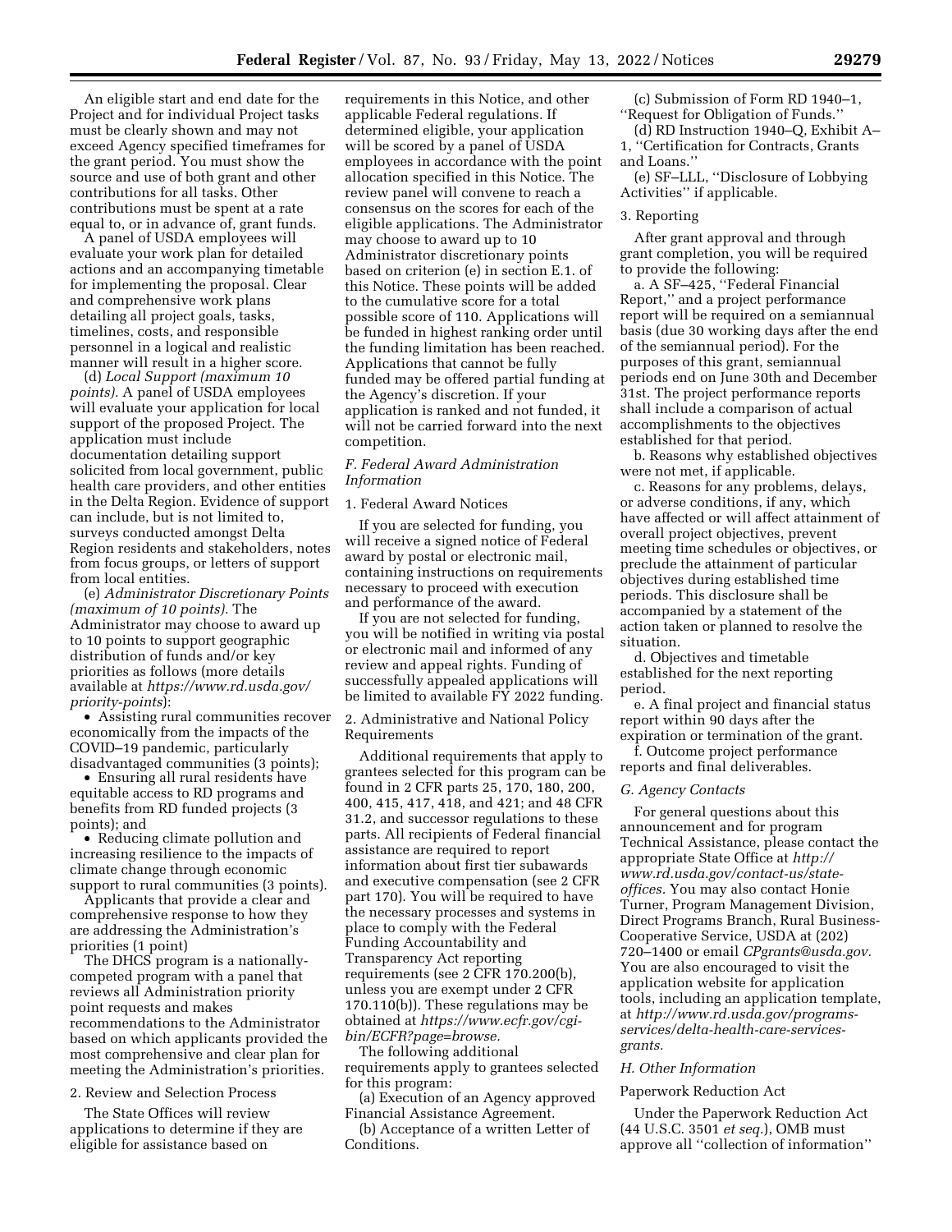An eligible start and end date for the Project and for individual Project tasks must be clearly shown and may not exceed Agency specified timeframes for the grant period. You must show the source and use of both grant and other contributions for all tasks. Other contributions must be spent at a rate equal to, or in advance of, grant funds.

A panel of USDA employees will evaluate your work plan for detailed actions and an accompanying timetable for implementing the proposal. Clear and comprehensive work plans detailing all project goals, tasks, timelines, costs, and responsible personnel in a logical and realistic manner will result in a higher score.

(d) *Local Support (maximum 10 points).* A panel of USDA employees will evaluate your application for local support of the proposed Project. The application must include documentation detailing support solicited from local government, public health care providers, and other entities in the Delta Region. Evidence of support can include, but is not limited to, surveys conducted amongst Delta Region residents and stakeholders, notes from focus groups, or letters of support from local entities.

(e) *Administrator Discretionary Points (maximum of 10 points).* The Administrator may choose to award up to 10 points to support geographic distribution of funds and/or key priorities as follows (more details available at *https://www.rd.usda.gov/priority-points*):

- Assisting rural communities recover economically from the impacts of the COVID–19 pandemic, particularly disadvantaged communities (3 points);
- Ensuring all rural residents have equitable access to RD programs and benefits from RD funded projects (3 points); and
- Reducing climate pollution and increasing resilience to the impacts of climate change through economic support to rural communities (3 points).

Applicants that provide a clear and comprehensive response to how they are addressing the Administration's priorities (1 point)

The DHCS program is a nationally-competed program with a panel that reviews all Administration priority point requests and makes recommendations to the Administrator based on which applicants provided the most comprehensive and clear plan for meeting the Administration's priorities.

2. Review and Selection Process

The State Offices will review applications to determine if they are eligible for assistance based on requirements in this Notice, and other applicable Federal regulations. If determined eligible, your application will be scored by a panel of USDA employees in accordance with the point allocation specified in this Notice. The review panel will convene to reach a consensus on the scores for each of the eligible applications. The Administrator may choose to award up to 10 Administrator discretionary points based on criterion (e) in section E.1. of this Notice. These points will be added to the cumulative score for a total possible score of 110. Applications will be funded in highest ranking order until the funding limitation has been reached. Applications that cannot be fully funded may be offered partial funding at the Agency's discretion. If your application is ranked and not funded, it will not be carried forward into the next competition.

## *F. Federal Award Administration Information*

1. Federal Award Notices

If you are selected for funding, you will receive a signed notice of Federal award by postal or electronic mail, containing instructions on requirements necessary to proceed with execution and performance of the award.

If you are not selected for funding, you will be notified in writing via postal or electronic mail and informed of any review and appeal rights. Funding of successfully appealed applications will be limited to available FY 2022 funding.

2. Administrative and National Policy Requirements

Additional requirements that apply to grantees selected for this program can be found in 2 CFR parts 25, 170, 180, 200, 400, 415, 417, 418, and 421; and 48 CFR 31.2, and successor regulations to these parts. All recipients of Federal financial assistance are required to report information about first tier subawards and executive compensation (see 2 CFR part 170). You will be required to have the necessary processes and systems in place to comply with the Federal Funding Accountability and Transparency Act reporting requirements (see 2 CFR 170.200(b), unless you are exempt under 2 CFR 170.110(b)). These regulations may be obtained at *https://www.ecfr.gov/cgi-bin/ECFR?page=browse.*

The following additional requirements apply to grantees selected for this program:

(a) Execution of an Agency approved Financial Assistance Agreement.

(b) Acceptance of a written Letter of Conditions.

(c) Submission of Form RD 1940–1, ''Request for Obligation of Funds.''

(d) RD Instruction 1940–Q, Exhibit A–1, ''Certification for Contracts, Grants and Loans.''

(e) SF–LLL, ''Disclosure of Lobbying Activities'' if applicable.

3. Reporting

After grant approval and through grant completion, you will be required to provide the following:

a. A SF–425, ''Federal Financial Report,'' and a project performance report will be required on a semiannual basis (due 30 working days after the end of the semiannual period). For the purposes of this grant, semiannual periods end on June 30th and December 31st. The project performance reports shall include a comparison of actual accomplishments to the objectives established for that period.

b. Reasons why established objectives were not met, if applicable.

c. Reasons for any problems, delays, or adverse conditions, if any, which have affected or will affect attainment of overall project objectives, prevent meeting time schedules or objectives, or preclude the attainment of particular objectives during established time periods. This disclosure shall be accompanied by a statement of the action taken or planned to resolve the situation.

d. Objectives and timetable established for the next reporting period.

e. A final project and financial status report within 90 days after the expiration or termination of the grant.

f. Outcome project performance reports and final deliverables.

## *G. Agency Contacts*

For general questions about this announcement and for program Technical Assistance, please contact the appropriate State Office at *http://www.rd.usda.gov/contact-us/state-offices.* You may also contact Honie Turner, Program Management Division, Direct Programs Branch, Rural Business-Cooperative Service, USDA at (202) 720–1400 or email *CPgrants@usda.gov.* You are also encouraged to visit the application website for application tools, including an application template, at *http://www.rd.usda.gov/programs-services/delta-health-care-services-grants.*

## *H. Other Information*

Paperwork Reduction Act

Under the Paperwork Reduction Act (44 U.S.C. 3501 *et seq.*), OMB must approve all ''collection of information''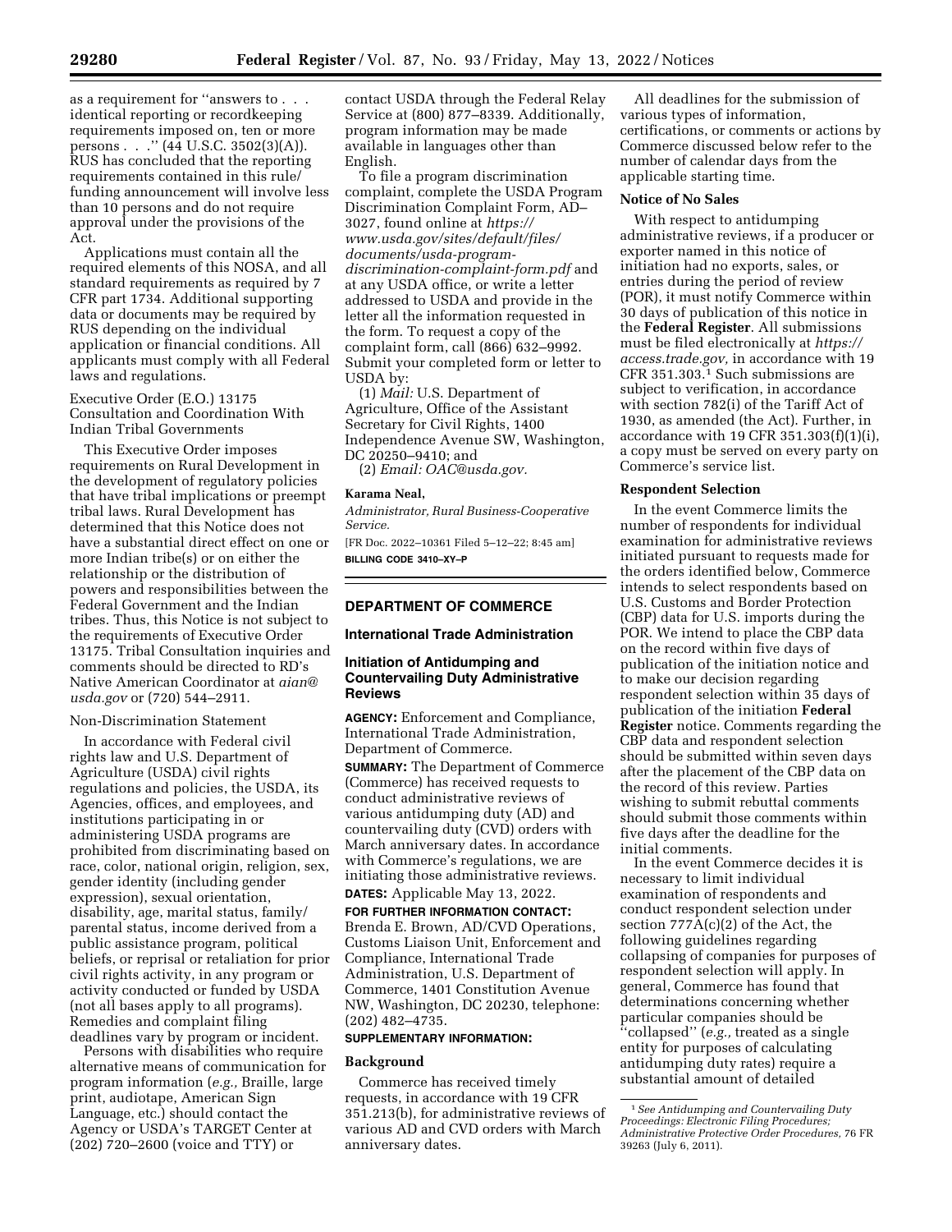as a requirement for ''answers to . . . identical reporting or recordkeeping requirements imposed on, ten or more persons . . .'' (44 U.S.C. 3502(3)(A)). RUS has concluded that the reporting requirements contained in this rule/funding announcement will involve less than 10 persons and do not require approval under the provisions of the Act.

Applications must contain all the required elements of this NOSA, and all standard requirements as required by 7 CFR part 1734. Additional supporting data or documents may be required by RUS depending on the individual application or financial conditions. All applicants must comply with all Federal laws and regulations.

Executive Order (E.O.) 13175 Consultation and Coordination With Indian Tribal Governments

This Executive Order imposes requirements on Rural Development in the development of regulatory policies that have tribal implications or preempt tribal laws. Rural Development has determined that this Notice does not have a substantial direct effect on one or more Indian tribe(s) or on either the relationship or the distribution of powers and responsibilities between the Federal Government and the Indian tribes. Thus, this Notice is not subject to the requirements of Executive Order 13175. Tribal Consultation inquiries and comments should be directed to RD's Native American Coordinator at *aian@usda.gov* or (720) 544–2911.

Non-Discrimination Statement

In accordance with Federal civil rights law and U.S. Department of Agriculture (USDA) civil rights regulations and policies, the USDA, its Agencies, offices, and employees, and institutions participating in or administering USDA programs are prohibited from discriminating based on race, color, national origin, religion, sex, gender identity (including gender expression), sexual orientation, disability, age, marital status, family/parental status, income derived from a public assistance program, political beliefs, or reprisal or retaliation for prior civil rights activity, in any program or activity conducted or funded by USDA (not all bases apply to all programs). Remedies and complaint filing deadlines vary by program or incident.

Persons with disabilities who require alternative means of communication for program information (*e.g.,* Braille, large print, audiotape, American Sign Language, etc.) should contact the Agency or USDA's TARGET Center at (202) 720–2600 (voice and TTY) or contact USDA through the Federal Relay Service at (800) 877–8339. Additionally, program information may be made available in languages other than English.

To file a program discrimination complaint, complete the USDA Program Discrimination Complaint Form, AD–3027, found online at *https://www.usda.gov/sites/default/files/documents/usda-program-discrimination-complaint-form.pdf* and at any USDA office, or write a letter addressed to USDA and provide in the letter all the information requested in the form. To request a copy of the complaint form, call (866) 632–9992. Submit your completed form or letter to USDA by:

(1) *Mail:* U.S. Department of Agriculture, Office of the Assistant Secretary for Civil Rights, 1400 Independence Avenue SW, Washington, DC 20250–9410; and

(2) *Email: OAC@usda.gov.*

**Karama Neal,**

*Administrator, Rural Business-Cooperative Service.*

[FR Doc. 2022–10361 Filed 5–12–22; 8:45 am]

**BILLING CODE 3410–XY–P**

## DEPARTMENT OF COMMERCE

### International Trade Administration

### Initiation of Antidumping and Countervailing Duty Administrative Reviews

**AGENCY:** Enforcement and Compliance, International Trade Administration, Department of Commerce.

**SUMMARY:** The Department of Commerce (Commerce) has received requests to conduct administrative reviews of various antidumping duty (AD) and countervailing duty (CVD) orders with March anniversary dates. In accordance with Commerce's regulations, we are initiating those administrative reviews.

**DATES:** Applicable May 13, 2022.

**FOR FURTHER INFORMATION CONTACT:** Brenda E. Brown, AD/CVD Operations, Customs Liaison Unit, Enforcement and Compliance, International Trade Administration, U.S. Department of Commerce, 1401 Constitution Avenue NW, Washington, DC 20230, telephone: (202) 482–4735.

**SUPPLEMENTARY INFORMATION:**

**Background**

Commerce has received timely requests, in accordance with 19 CFR 351.213(b), for administrative reviews of various AD and CVD orders with March anniversary dates.

All deadlines for the submission of various types of information, certifications, or comments or actions by Commerce discussed below refer to the number of calendar days from the applicable starting time.

**Notice of No Sales**

With respect to antidumping administrative reviews, if a producer or exporter named in this notice of initiation had no exports, sales, or entries during the period of review (POR), it must notify Commerce within 30 days of publication of this notice in the **Federal Register**. All submissions must be filed electronically at *https://access.trade.gov,* in accordance with 19 CFR 351.303.[1] Such submissions are subject to verification, in accordance with section 782(i) of the Tariff Act of 1930, as amended (the Act). Further, in accordance with 19 CFR 351.303(f)(1)(i), a copy must be served on every party on Commerce's service list.

**Respondent Selection**

In the event Commerce limits the number of respondents for individual examination for administrative reviews initiated pursuant to requests made for the orders identified below, Commerce intends to select respondents based on U.S. Customs and Border Protection (CBP) data for U.S. imports during the POR. We intend to place the CBP data on the record within five days of publication of the initiation notice and to make our decision regarding respondent selection within 35 days of publication of the initiation **Federal Register** notice. Comments regarding the CBP data and respondent selection should be submitted within seven days after the placement of the CBP data on the record of this review. Parties wishing to submit rebuttal comments should submit those comments within five days after the deadline for the initial comments.

In the event Commerce decides it is necessary to limit individual examination of respondents and conduct respondent selection under section 777A(c)(2) of the Act, the following guidelines regarding collapsing of companies for purposes of respondent selection will apply. In general, Commerce has found that determinations concerning whether particular companies should be ''collapsed'' (*e.g.,* treated as a single entity for purposes of calculating antidumping duty rates) require a substantial amount of detailed

[1] *See Antidumping and Countervailing Duty Proceedings: Electronic Filing Procedures; Administrative Protective Order Procedures,* 76 FR 39263 (July 6, 2011).